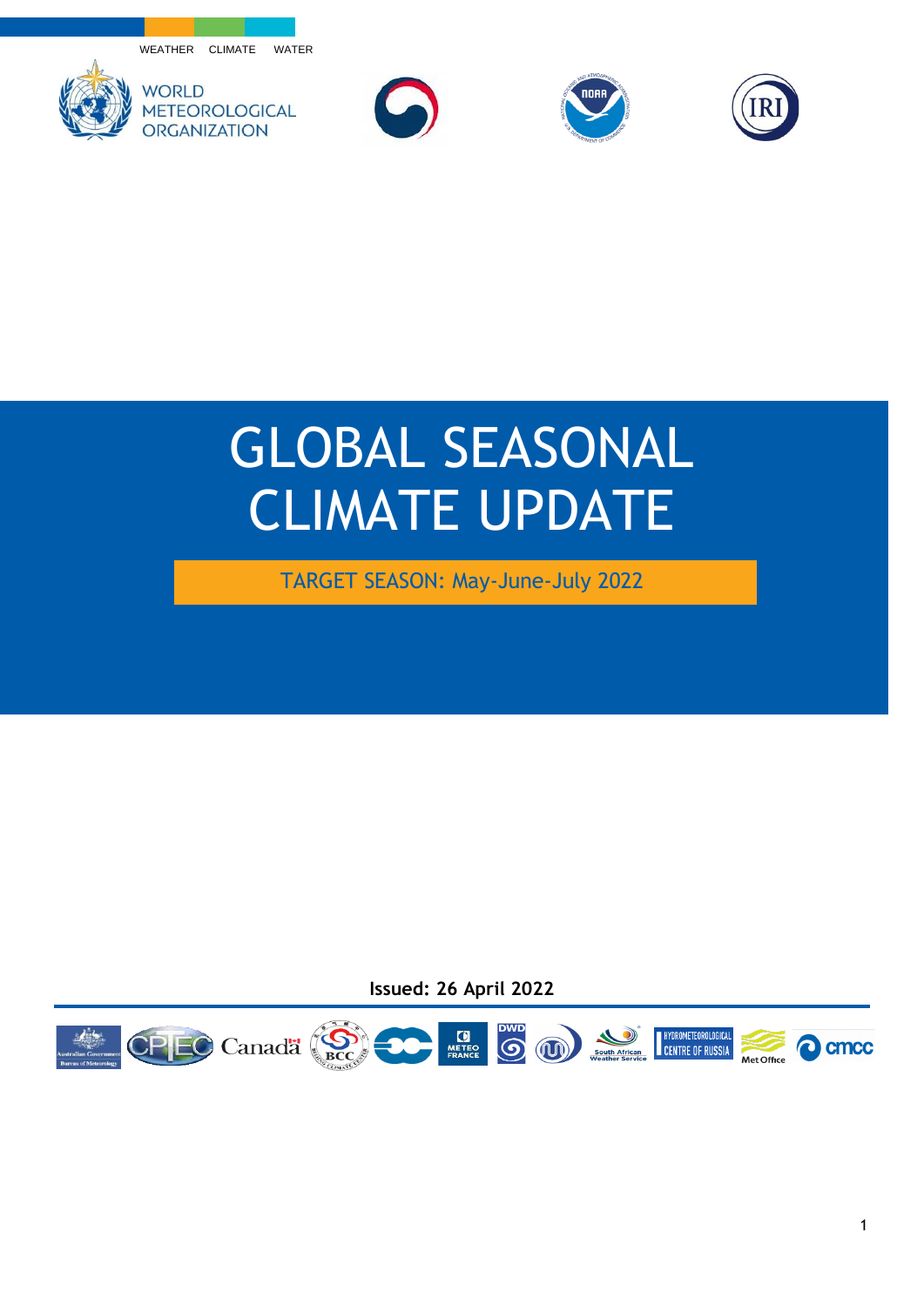WEATHER CLIMATE WATER

WORLD METEOROLOGICAL ORGANIZATION

# GLOBAL SEASONAL CLIMATE UPDATE

TARGET SEASON: May-June-July 2022

**Issued: 26 April 2022**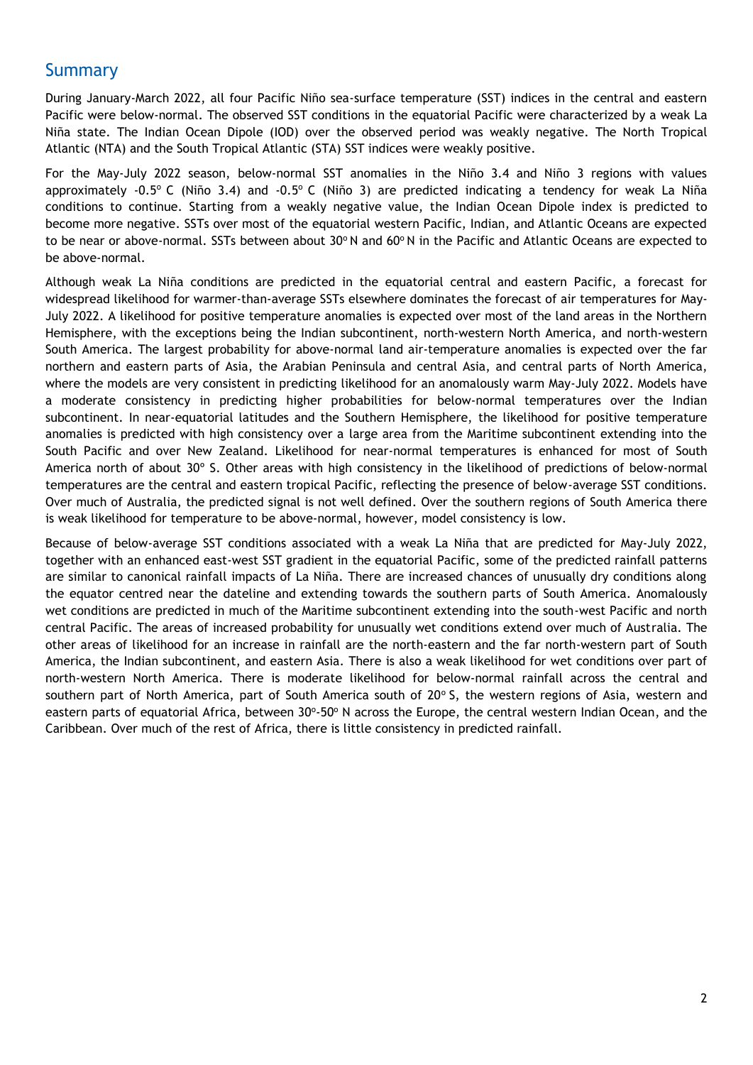## Summary

During January-March 2022, all four Pacific Niño sea-surface temperature (SST) indices in the central and eastern Pacific were below-normal. The observed SST conditions in the equatorial Pacific were characterized by a weak La Niña state. The Indian Ocean Dipole (IOD) over the observed period was weakly negative. The North Tropical Atlantic (NTA) and the South Tropical Atlantic (STA) SST indices were weakly positive.

For the May-July 2022 season, below-normal SST anomalies in the Niño 3.4 and Niño 3 regions with values approximately -0.5º C (Niño 3.4) and -0.5º C (Niño 3) are predicted indicating a tendency for weak La Niña conditions to continue. Starting from a weakly negative value, the Indian Ocean Dipole index is predicted to become more negative. SSTs over most of the equatorial western Pacific, Indian, and Atlantic Oceans are expected to be near or above-normal. SSTs between about 30º N and 60º N in the Pacific and Atlantic Oceans are expected to be above-normal.

Although weak La Niña conditions are predicted in the equatorial central and eastern Pacific, a forecast for widespread likelihood for warmer-than-average SSTs elsewhere dominates the forecast of air temperatures for May-July 2022. A likelihood for positive temperature anomalies is expected over most of the land areas in the Northern Hemisphere, with the exceptions being the Indian subcontinent, north-western North America, and north-western South America. The largest probability for above-normal land air-temperature anomalies is expected over the far northern and eastern parts of Asia, the Arabian Peninsula and central Asia, and central parts of North America, where the models are very consistent in predicting likelihood for an anomalously warm May-July 2022. Models have a moderate consistency in predicting higher probabilities for below-normal temperatures over the Indian subcontinent. In near-equatorial latitudes and the Southern Hemisphere, the likelihood for positive temperature anomalies is predicted with high consistency over a large area from the Maritime subcontinent extending into the South Pacific and over New Zealand. Likelihood for near-normal temperatures is enhanced for most of South America north of about 30º S. Other areas with high consistency in the likelihood of predictions of below-normal temperatures are the central and eastern tropical Pacific, reflecting the presence of below-average SST conditions. Over much of Australia, the predicted signal is not well defined. Over the southern regions of South America there is weak likelihood for temperature to be above-normal, however, model consistency is low.

Because of below-average SST conditions associated with a weak La Niña that are predicted for May-July 2022, together with an enhanced east-west SST gradient in the equatorial Pacific, some of the predicted rainfall patterns are similar to canonical rainfall impacts of La Niña. There are increased chances of unusually dry conditions along the equator centred near the dateline and extending towards the southern parts of South America. Anomalously wet conditions are predicted in much of the Maritime subcontinent extending into the south-west Pacific and north central Pacific. The areas of increased probability for unusually wet conditions extend over much of Australia. The other areas of likelihood for an increase in rainfall are the north-eastern and the far north-western part of South America, the Indian subcontinent, and eastern Asia. There is also a weak likelihood for wet conditions over part of north-western North America. There is moderate likelihood for below-normal rainfall across the central and southern part of North America, part of South America south of 20º S, the western regions of Asia, western and eastern parts of equatorial Africa, between 30º-50º N across the Europe, the central western Indian Ocean, and the Caribbean. Over much of the rest of Africa, there little consistency in predicted rainfall.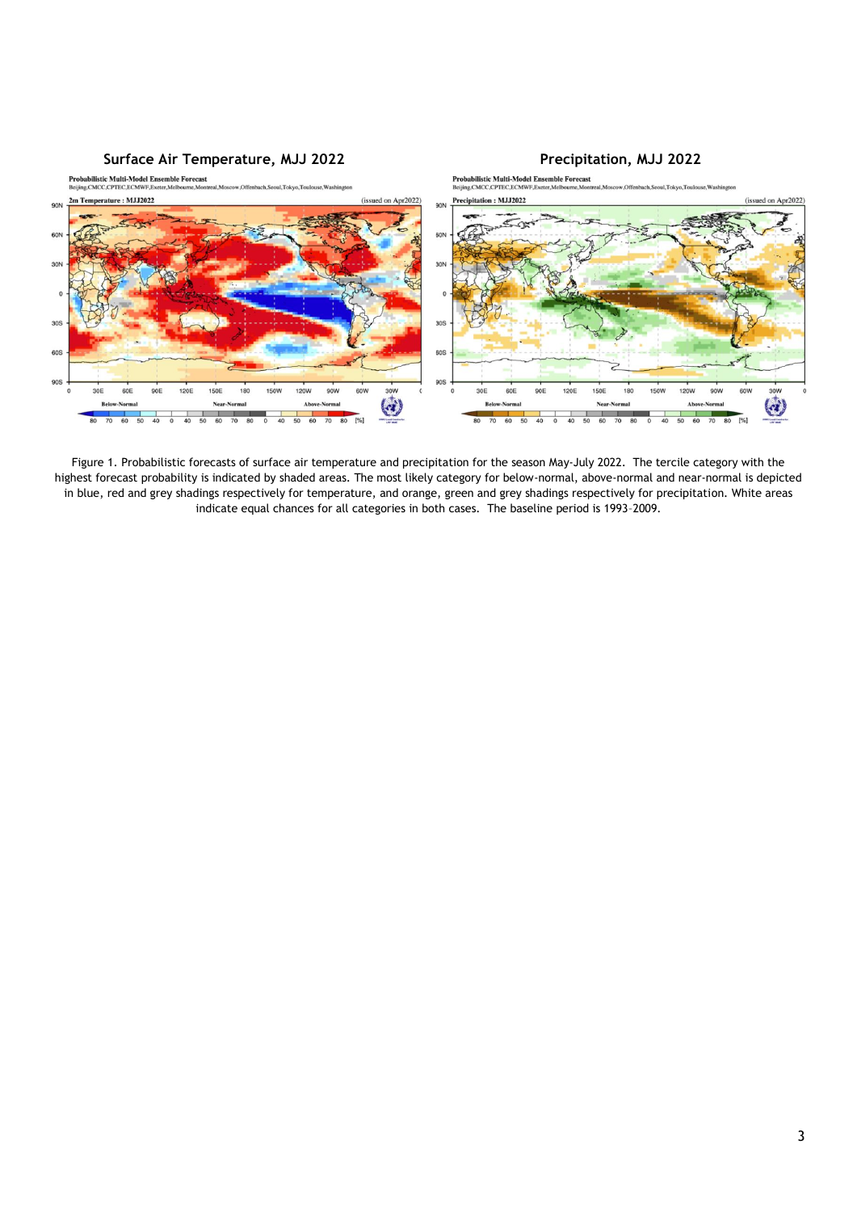Surface Air Temperature, MJJ 2022

Precipitation, MJJ 2022

Figure 1. Probabilistic forecasts of surface air temperature and precipitation for the season May-July 2022. The tercile category with the highest forecast probability is indicated by shaded areas. The most likely category for below-normal, above-normal and near-normal is depicted in blue, red and grey shadings respectively for temperature, and orange, green and grey shadings respectively for precipitation. White areas indicate equal chances for all categories in both cases. The baseline period is 1993–2009.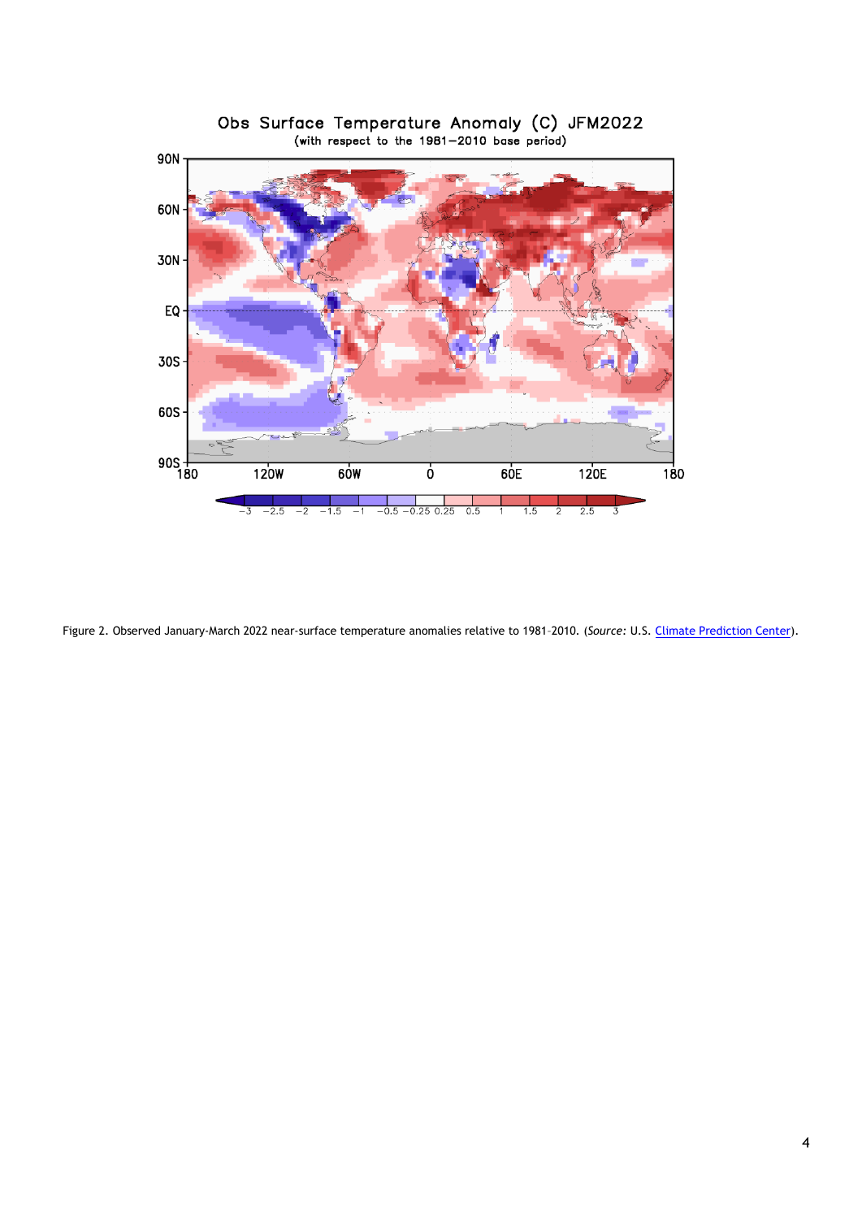Figure 2. Observed January-March 2022 near-surface temperature anomalies relative to 1981–2010. (*Source:* U.S. Climate Prediction Center).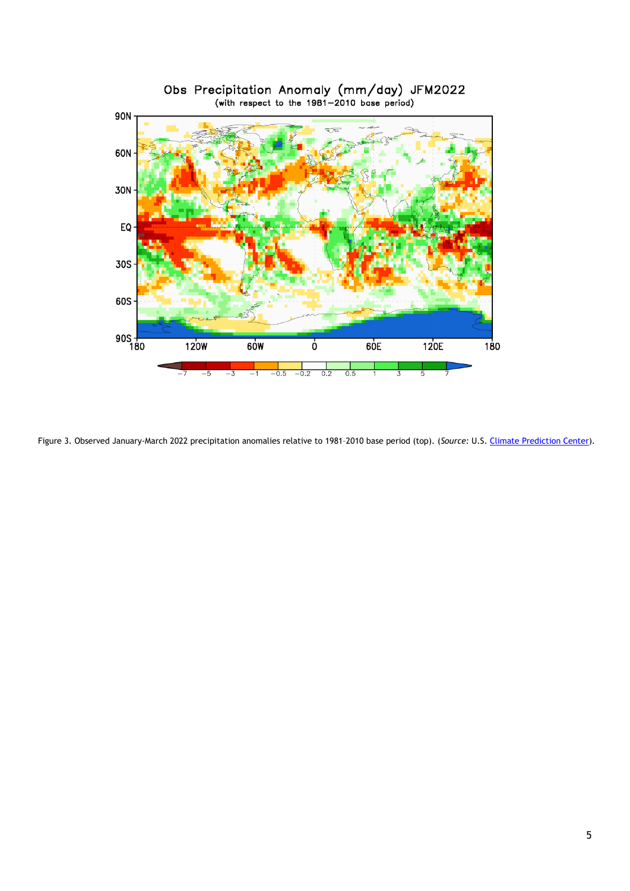Obs Precipitation Anomaly (mm/day) JFM2022
(with respect to the 1981–2010 base period)

90N
60N
30N
EQ
30S
60S
90S

180 120W 60W 0 60E 120E 180

−7 −5 −3 −1 −0.5 −0.2 0.2 0.5 1 3 5 7

Figure 3. Observed January-March 2022 precipitation anomalies relative to 1981–2010 base period (top). (*Source:* U.S. Climate Prediction Center).